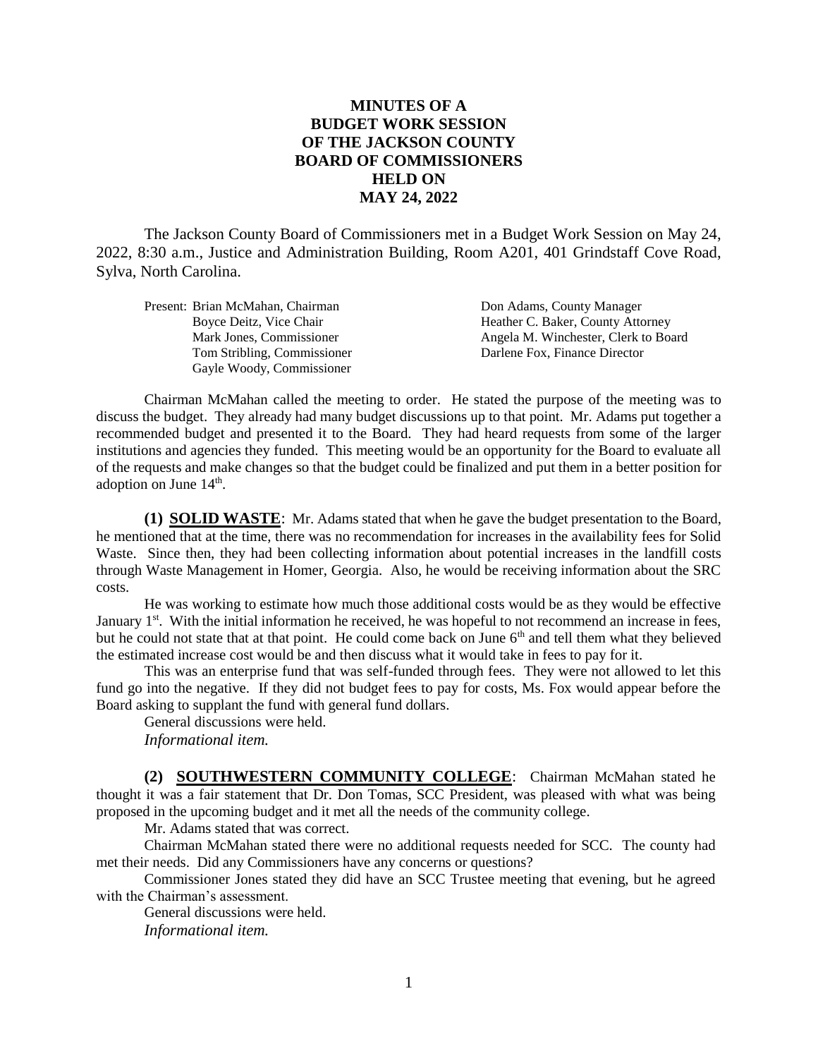# MINUTES OF A BUDGET WORK SESSION OF THE JACKSON COUNTY BOARD OF COMMISSIONERS HELD ON MAY 24, 2022

The Jackson County Board of Commissioners met in a Budget Work Session on May 24, 2022, 8:30 a.m., Justice and Administration Building, Room A201, 401 Grindstaff Cove Road, Sylva, North Carolina.

| Present: Brian McMahan, Chairman | Don Adams, County Manager |
|---|---|
| Boyce Deitz, Vice Chair | Heather C. Baker, County Attorney |
| Mark Jones, Commissioner | Angela M. Winchester, Clerk to Board |
| Tom Stribling, Commissioner | Darlene Fox, Finance Director |
| Gayle Woody, Commissioner | |

Chairman McMahan called the meeting to order. He stated the purpose of the meeting was to discuss the budget. They already had many budget discussions up to that point. Mr. Adams put together a recommended budget and presented it to the Board. They had heard requests from some of the larger institutions and agencies they funded. This meeting would be an opportunity for the Board to evaluate all of the requests and make changes so that the budget could be finalized and put them in a better position for adoption on June 14th.

**(1) SOLID WASTE**: Mr. Adams stated that when he gave the budget presentation to the Board, he mentioned that at the time, there was no recommendation for increases in the availability fees for Solid Waste. Since then, they had been collecting information about potential increases in the landfill costs through Waste Management in Homer, Georgia. Also, he would be receiving information about the SRC costs.

He was working to estimate how much those additional costs would be as they would be effective January 1st. With the initial information he received, he was hopeful to not recommend an increase in fees, but he could not state that at that point. He could come back on June 6th and tell them what they believed the estimated increase cost would be and then discuss what it would take in fees to pay for it.

This was an enterprise fund that was self-funded through fees. They were not allowed to let this fund go into the negative. If they did not budget fees to pay for costs, Ms. Fox would appear before the Board asking to supplant the fund with general fund dollars.

General discussions were held.

*Informational item.*

**(2) SOUTHWESTERN COMMUNITY COLLEGE**: Chairman McMahan stated he thought it was a fair statement that Dr. Don Tomas, SCC President, was pleased with what was being proposed in the upcoming budget and it met all the needs of the community college.

Mr. Adams stated that was correct.

Chairman McMahan stated there were no additional requests needed for SCC. The county had met their needs. Did any Commissioners have any concerns or questions?

Commissioner Jones stated they did have an SCC Trustee meeting that evening, but he agreed with the Chairman's assessment.

General discussions were held.

*Informational item.*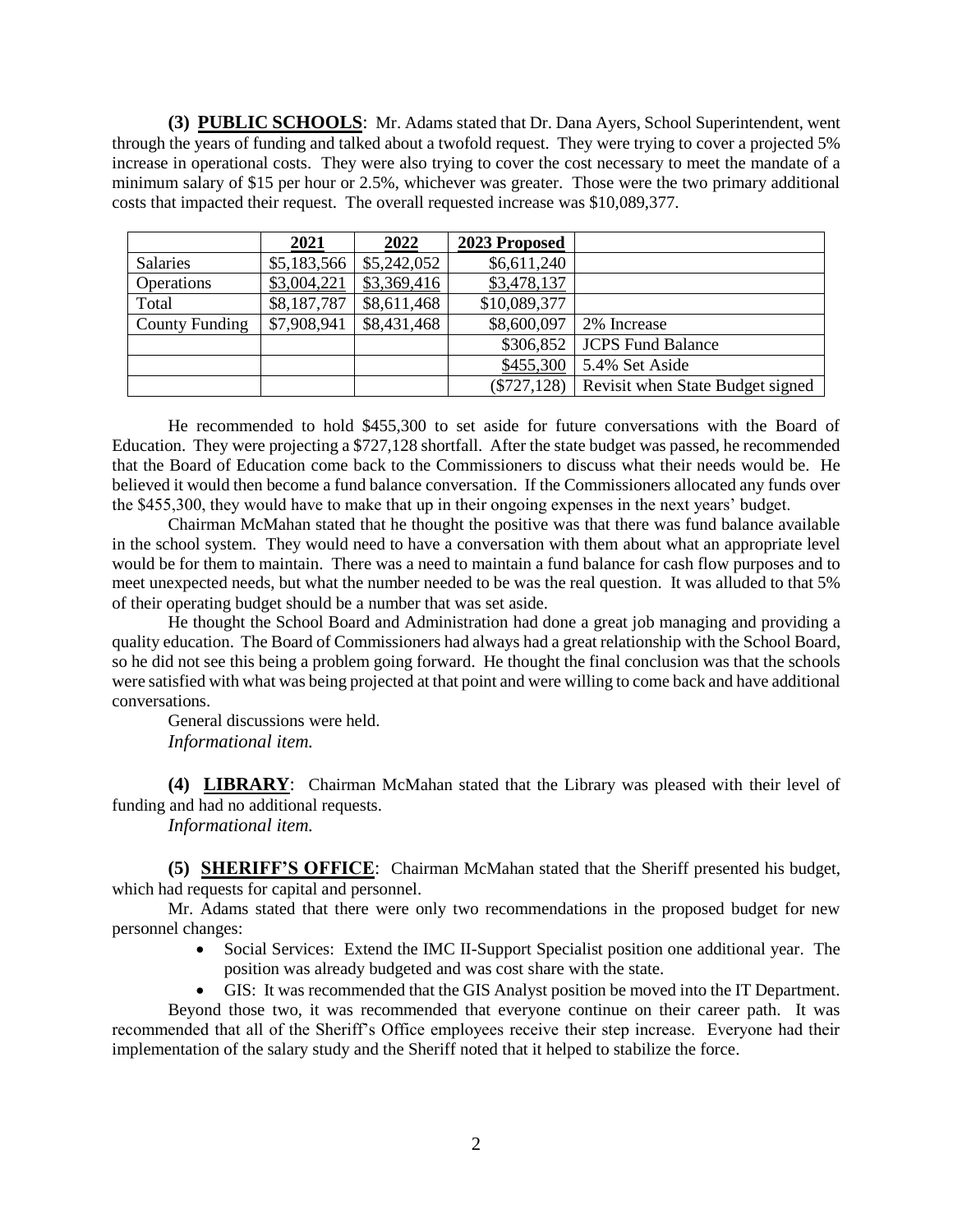**(3) PUBLIC SCHOOLS**: Mr. Adams stated that Dr. Dana Ayers, School Superintendent, went through the years of funding and talked about a twofold request. They were trying to cover a projected 5% increase in operational costs. They were also trying to cover the cost necessary to meet the mandate of a minimum salary of $15 per hour or 2.5%, whichever was greater. Those were the two primary additional costs that impacted their request. The overall requested increase was $10,089,377.

| | 2021 | 2022 | 2023 Proposed | |
|---|---|---|---|---|
| Salaries | $5,183,566 | $5,242,052 | $6,611,240 | |
| Operations | $3,004,221 | $3,369,416 | $3,478,137 | |
| Total | $8,187,787 | $8,611,468 | $10,089,377 | |
| County Funding | $7,908,941 | $8,431,468 | $8,600,097 | 2% Increase |
| | | | $306,852 | JCPS Fund Balance |
| | | | $455,300 | 5.4% Set Aside |
| | | | ($727,128) | Revisit when State Budget signed |

He recommended to hold $455,300 to set aside for future conversations with the Board of Education. They were projecting a $727,128 shortfall. After the state budget was passed, he recommended that the Board of Education come back to the Commissioners to discuss what their needs would be. He believed it would then become a fund balance conversation. If the Commissioners allocated any funds over the $455,300, they would have to make that up in their ongoing expenses in the next years' budget.

Chairman McMahan stated that he thought the positive was that there was fund balance available in the school system. They would need to have a conversation with them about what an appropriate level would be for them to maintain. There was a need to maintain a fund balance for cash flow purposes and to meet unexpected needs, but what the number needed to be was the real question. It was alluded to that 5% of their operating budget should be a number that was set aside.

He thought the School Board and Administration had done a great job managing and providing a quality education. The Board of Commissioners had always had a great relationship with the School Board, so he did not see this being a problem going forward. He thought the final conclusion was that the schools were satisfied with what was being projected at that point and were willing to come back and have additional conversations.

General discussions were held.

*Informational item.*

**(4) LIBRARY**: Chairman McMahan stated that the Library was pleased with their level of funding and had no additional requests.

*Informational item.*

**(5) SHERIFF'S OFFICE**: Chairman McMahan stated that the Sheriff presented his budget, which had requests for capital and personnel.

Mr. Adams stated that there were only two recommendations in the proposed budget for new personnel changes:

- Social Services: Extend the IMC II-Support Specialist position one additional year. The position was already budgeted and was cost share with the state.
- GIS: It was recommended that the GIS Analyst position be moved into the IT Department.

Beyond those two, it was recommended that everyone continue on their career path. It was recommended that all of the Sheriff's Office employees receive their step increase. Everyone had their implementation of the salary study and the Sheriff noted that it helped to stabilize the force.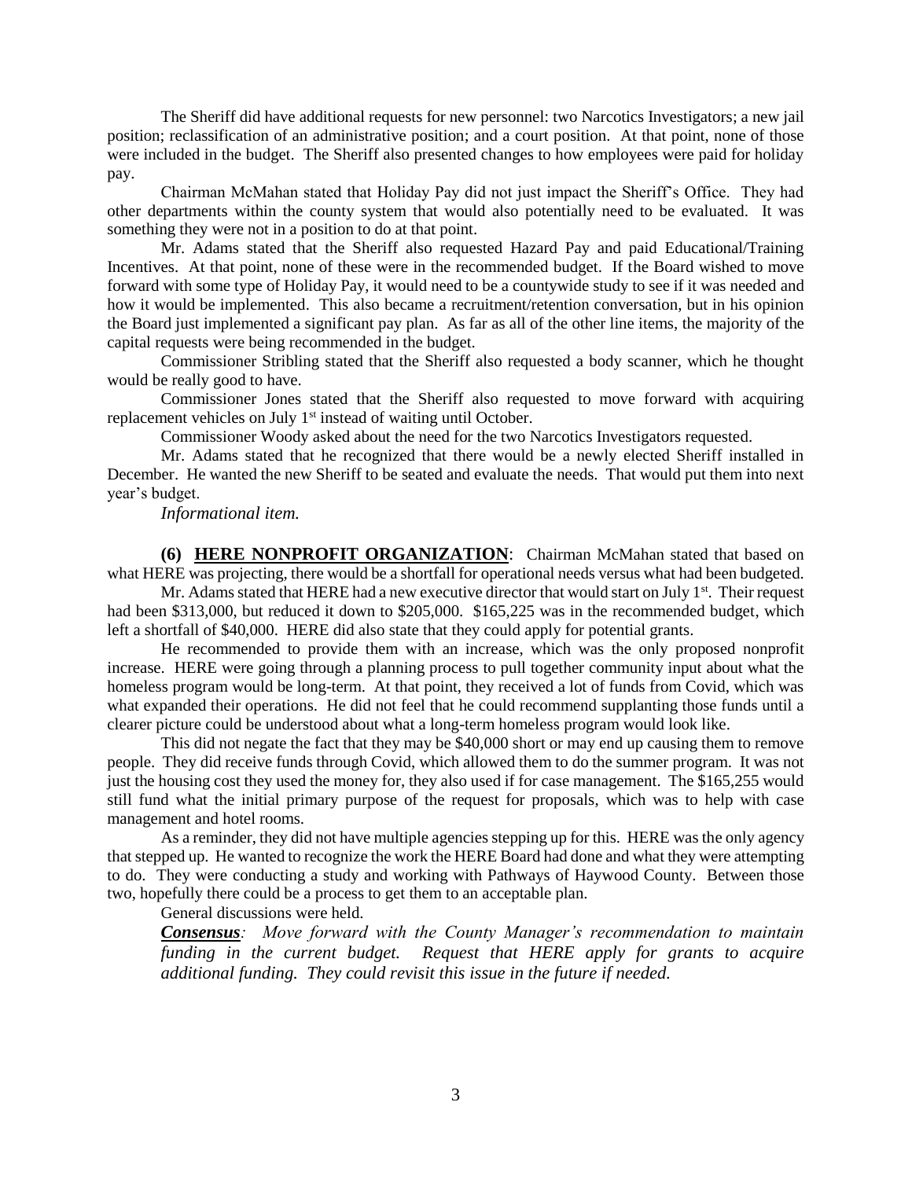The Sheriff did have additional requests for new personnel: two Narcotics Investigators; a new jail position; reclassification of an administrative position; and a court position. At that point, none of those were included in the budget. The Sheriff also presented changes to how employees were paid for holiday pay.

Chairman McMahan stated that Holiday Pay did not just impact the Sheriff's Office. They had other departments within the county system that would also potentially need to be evaluated. It was something they were not in a position to do at that point.

Mr. Adams stated that the Sheriff also requested Hazard Pay and paid Educational/Training Incentives. At that point, none of these were in the recommended budget. If the Board wished to move forward with some type of Holiday Pay, it would need to be a countywide study to see if it was needed and how it would be implemented. This also became a recruitment/retention conversation, but in his opinion the Board just implemented a significant pay plan. As far as all of the other line items, the majority of the capital requests were being recommended in the budget.

Commissioner Stribling stated that the Sheriff also requested a body scanner, which he thought would be really good to have.

Commissioner Jones stated that the Sheriff also requested to move forward with acquiring replacement vehicles on July 1st instead of waiting until October.

Commissioner Woody asked about the need for the two Narcotics Investigators requested.

Mr. Adams stated that he recognized that there would be a newly elected Sheriff installed in December. He wanted the new Sheriff to be seated and evaluate the needs. That would put them into next year's budget.

*Informational item.*

**(6) HERE NONPROFIT ORGANIZATION**: Chairman McMahan stated that based on what HERE was projecting, there would be a shortfall for operational needs versus what had been budgeted.

Mr. Adams stated that HERE had a new executive director that would start on July 1st. Their request had been $313,000, but reduced it down to $205,000. $165,225 was in the recommended budget, which left a shortfall of $40,000. HERE did also state that they could apply for potential grants.

He recommended to provide them with an increase, which was the only proposed nonprofit increase. HERE were going through a planning process to pull together community input about what the homeless program would be long-term. At that point, they received a lot of funds from Covid, which was what expanded their operations. He did not feel that he could recommend supplanting those funds until a clearer picture could be understood about what a long-term homeless program would look like.

This did not negate the fact that they may be $40,000 short or may end up causing them to remove people. They did receive funds through Covid, which allowed them to do the summer program. It was not just the housing cost they used the money for, they also used if for case management. The $165,255 would still fund what the initial primary purpose of the request for proposals, which was to help with case management and hotel rooms.

As a reminder, they did not have multiple agencies stepping up for this. HERE was the only agency that stepped up. He wanted to recognize the work the HERE Board had done and what they were attempting to do. They were conducting a study and working with Pathways of Haywood County. Between those two, hopefully there could be a process to get them to an acceptable plan.

General discussions were held.

***Consensus****: Move forward with the County Manager's recommendation to maintain funding in the current budget. Request that HERE apply for grants to acquire additional funding. They could revisit this issue in the future if needed.*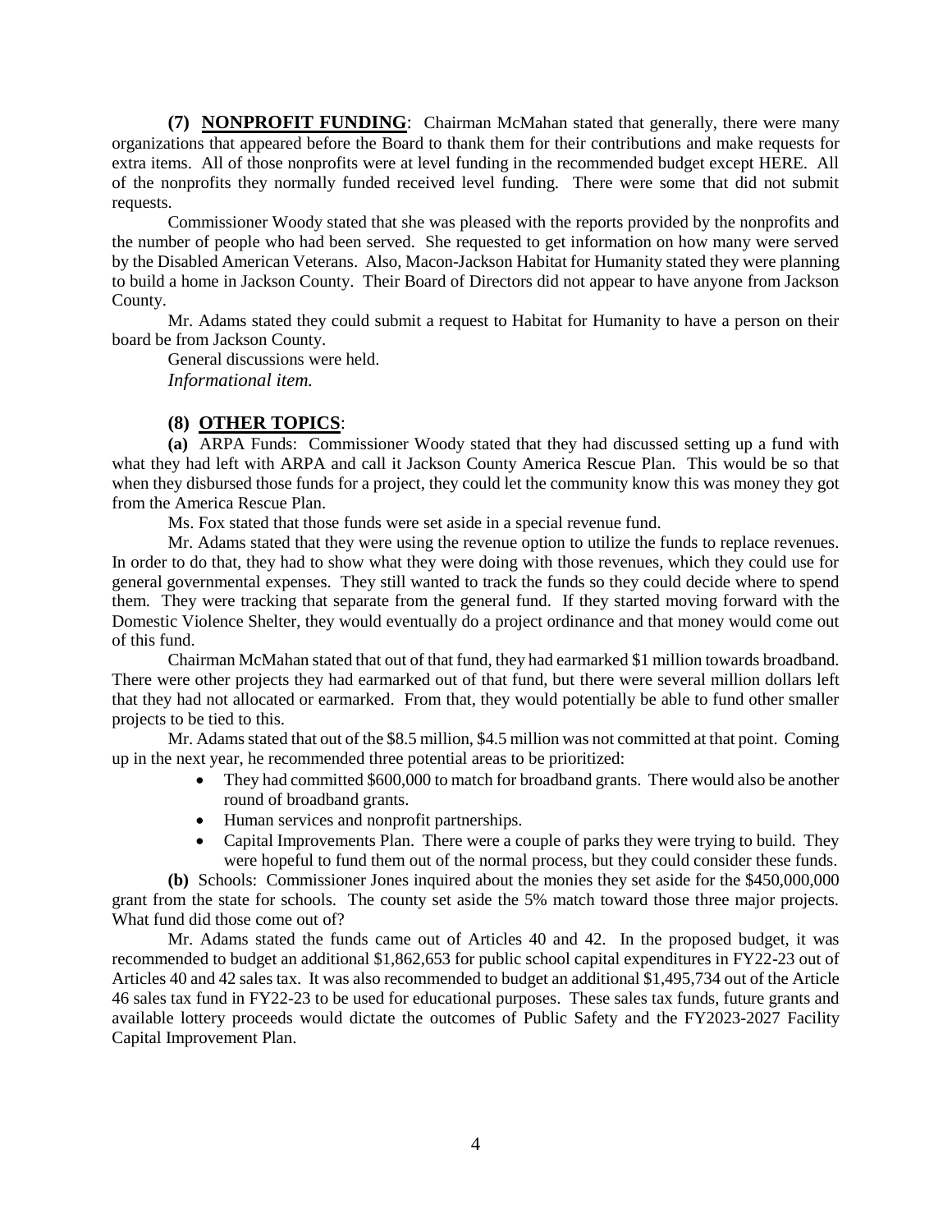**(7) NONPROFIT FUNDING**: Chairman McMahan stated that generally, there were many organizations that appeared before the Board to thank them for their contributions and make requests for extra items. All of those nonprofits were at level funding in the recommended budget except HERE. All of the nonprofits they normally funded received level funding. There were some that did not submit requests.

Commissioner Woody stated that she was pleased with the reports provided by the nonprofits and the number of people who had been served. She requested to get information on how many were served by the Disabled American Veterans. Also, Macon-Jackson Habitat for Humanity stated they were planning to build a home in Jackson County. Their Board of Directors did not appear to have anyone from Jackson County.

Mr. Adams stated they could submit a request to Habitat for Humanity to have a person on their board be from Jackson County.

General discussions were held.

*Informational item.*

**(8) OTHER TOPICS**:

**(a)** ARPA Funds: Commissioner Woody stated that they had discussed setting up a fund with what they had left with ARPA and call it Jackson County America Rescue Plan. This would be so that when they disbursed those funds for a project, they could let the community know this was money they got from the America Rescue Plan.

Ms. Fox stated that those funds were set aside in a special revenue fund.

Mr. Adams stated that they were using the revenue option to utilize the funds to replace revenues. In order to do that, they had to show what they were doing with those revenues, which they could use for general governmental expenses. They still wanted to track the funds so they could decide where to spend them. They were tracking that separate from the general fund. If they started moving forward with the Domestic Violence Shelter, they would eventually do a project ordinance and that money would come out of this fund.

Chairman McMahan stated that out of that fund, they had earmarked $1 million towards broadband. There were other projects they had earmarked out of that fund, but there were several million dollars left that they had not allocated or earmarked. From that, they would potentially be able to fund other smaller projects to be tied to this.

Mr. Adams stated that out of the $8.5 million, $4.5 million was not committed at that point. Coming up in the next year, he recommended three potential areas to be prioritized:

- They had committed $600,000 to match for broadband grants. There would also be another round of broadband grants.
- Human services and nonprofit partnerships.
- Capital Improvements Plan. There were a couple of parks they were trying to build. They were hopeful to fund them out of the normal process, but they could consider these funds.

**(b)** Schools: Commissioner Jones inquired about the monies they set aside for the $450,000,000 grant from the state for schools. The county set aside the 5% match toward those three major projects. What fund did those come out of?

Mr. Adams stated the funds came out of Articles 40 and 42. In the proposed budget, it was recommended to budget an additional $1,862,653 for public school capital expenditures in FY22-23 out of Articles 40 and 42 sales tax. It was also recommended to budget an additional $1,495,734 out of the Article 46 sales tax fund in FY22-23 to be used for educational purposes. These sales tax funds, future grants and available lottery proceeds would dictate the outcomes of Public Safety and the FY2023-2027 Facility Capital Improvement Plan.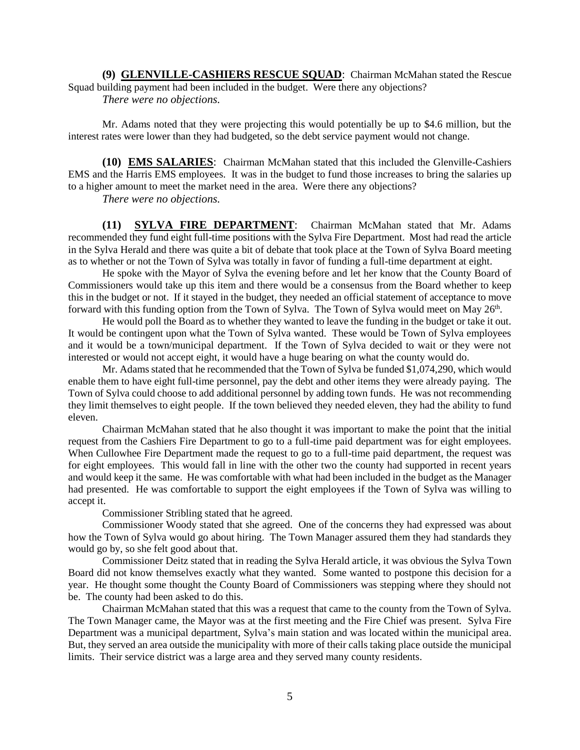**(9) GLENVILLE-CASHIERS RESCUE SQUAD**: Chairman McMahan stated the Rescue Squad building payment had been included in the budget. Were there any objections?

*There were no objections.*

Mr. Adams noted that they were projecting this would potentially be up to $4.6 million, but the interest rates were lower than they had budgeted, so the debt service payment would not change.

**(10) EMS SALARIES**: Chairman McMahan stated that this included the Glenville-Cashiers EMS and the Harris EMS employees. It was in the budget to fund those increases to bring the salaries up to a higher amount to meet the market need in the area. Were there any objections?

*There were no objections.*

**(11) SYLVA FIRE DEPARTMENT**: Chairman McMahan stated that Mr. Adams recommended they fund eight full-time positions with the Sylva Fire Department. Most had read the article in the Sylva Herald and there was quite a bit of debate that took place at the Town of Sylva Board meeting as to whether or not the Town of Sylva was totally in favor of funding a full-time department at eight.

He spoke with the Mayor of Sylva the evening before and let her know that the County Board of Commissioners would take up this item and there would be a consensus from the Board whether to keep this in the budget or not. If it stayed in the budget, they needed an official statement of acceptance to move forward with this funding option from the Town of Sylva. The Town of Sylva would meet on May 26th.

He would poll the Board as to whether they wanted to leave the funding in the budget or take it out. It would be contingent upon what the Town of Sylva wanted. These would be Town of Sylva employees and it would be a town/municipal department. If the Town of Sylva decided to wait or they were not interested or would not accept eight, it would have a huge bearing on what the county would do.

Mr. Adams stated that he recommended that the Town of Sylva be funded $1,074,290, which would enable them to have eight full-time personnel, pay the debt and other items they were already paying. The Town of Sylva could choose to add additional personnel by adding town funds. He was not recommending they limit themselves to eight people. If the town believed they needed eleven, they had the ability to fund eleven.

Chairman McMahan stated that he also thought it was important to make the point that the initial request from the Cashiers Fire Department to go to a full-time paid department was for eight employees. When Cullowhee Fire Department made the request to go to a full-time paid department, the request was for eight employees. This would fall in line with the other two the county had supported in recent years and would keep it the same. He was comfortable with what had been included in the budget as the Manager had presented. He was comfortable to support the eight employees if the Town of Sylva was willing to accept it.

Commissioner Stribling stated that he agreed.

Commissioner Woody stated that she agreed. One of the concerns they had expressed was about how the Town of Sylva would go about hiring. The Town Manager assured them they had standards they would go by, so she felt good about that.

Commissioner Deitz stated that in reading the Sylva Herald article, it was obvious the Sylva Town Board did not know themselves exactly what they wanted. Some wanted to postpone this decision for a year. He thought some thought the County Board of Commissioners was stepping where they should not be. The county had been asked to do this.

Chairman McMahan stated that this was a request that came to the county from the Town of Sylva. The Town Manager came, the Mayor was at the first meeting and the Fire Chief was present. Sylva Fire Department was a municipal department, Sylva's main station and was located within the municipal area. But, they served an area outside the municipality with more of their calls taking place outside the municipal limits. Their service district was a large area and they served many county residents.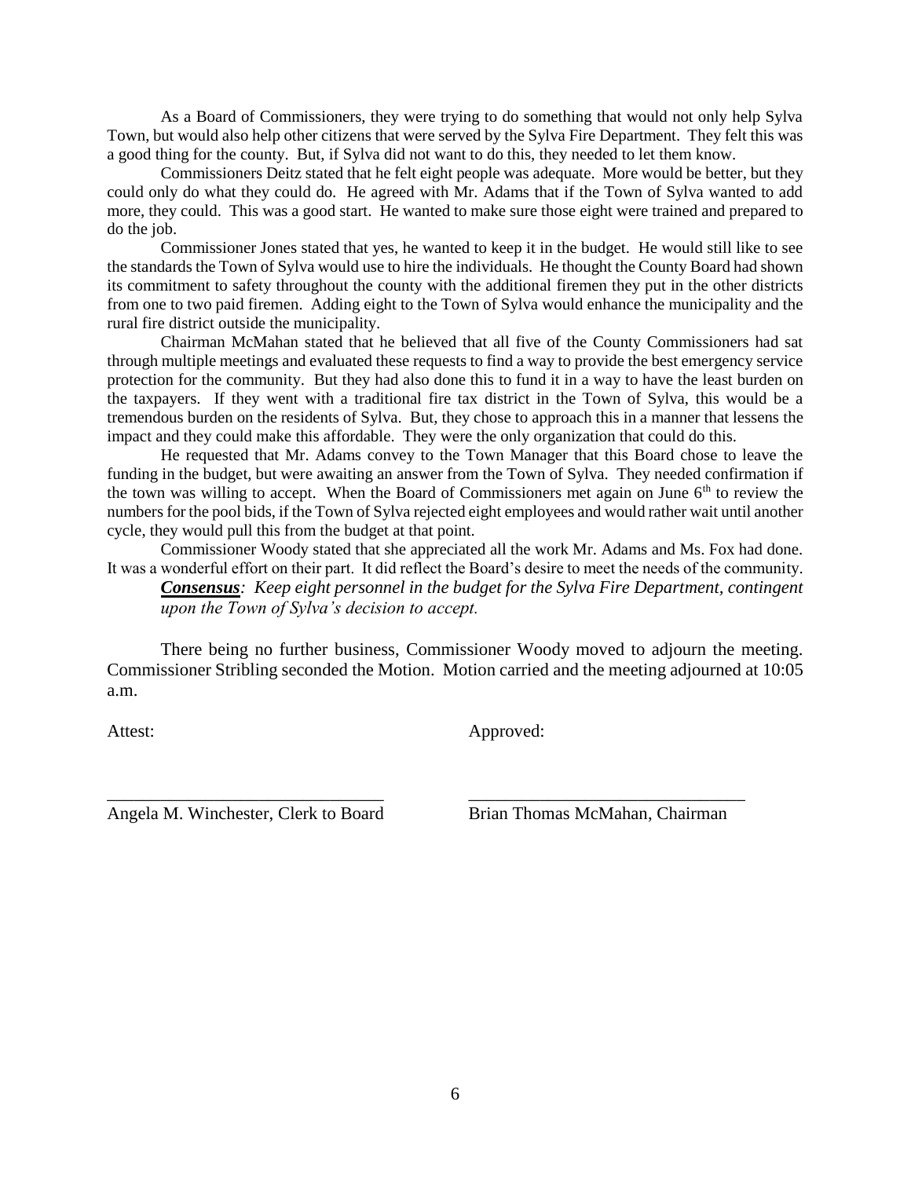As a Board of Commissioners, they were trying to do something that would not only help Sylva Town, but would also help other citizens that were served by the Sylva Fire Department. They felt this was a good thing for the county. But, if Sylva did not want to do this, they needed to let them know.

Commissioners Deitz stated that he felt eight people was adequate. More would be better, but they could only do what they could do. He agreed with Mr. Adams that if the Town of Sylva wanted to add more, they could. This was a good start. He wanted to make sure those eight were trained and prepared to do the job.

Commissioner Jones stated that yes, he wanted to keep it in the budget. He would still like to see the standards the Town of Sylva would use to hire the individuals. He thought the County Board had shown its commitment to safety throughout the county with the additional firemen they put in the other districts from one to two paid firemen. Adding eight to the Town of Sylva would enhance the municipality and the rural fire district outside the municipality.

Chairman McMahan stated that he believed that all five of the County Commissioners had sat through multiple meetings and evaluated these requests to find a way to provide the best emergency service protection for the community. But they had also done this to fund it in a way to have the least burden on the taxpayers. If they went with a traditional fire tax district in the Town of Sylva, this would be a tremendous burden on the residents of Sylva. But, they chose to approach this in a manner that lessens the impact and they could make this affordable. They were the only organization that could do this.

He requested that Mr. Adams convey to the Town Manager that this Board chose to leave the funding in the budget, but were awaiting an answer from the Town of Sylva. They needed confirmation if the town was willing to accept. When the Board of Commissioners met again on June 6th to review the numbers for the pool bids, if the Town of Sylva rejected eight employees and would rather wait until another cycle, they would pull this from the budget at that point.

Commissioner Woody stated that she appreciated all the work Mr. Adams and Ms. Fox had done. It was a wonderful effort on their part. It did reflect the Board's desire to meet the needs of the community.

***Consensus**: Keep eight personnel in the budget for the Sylva Fire Department, contingent upon the Town of Sylva's decision to accept.*

There being no further business, Commissioner Woody moved to adjourn the meeting. Commissioner Stribling seconded the Motion. Motion carried and the meeting adjourned at 10:05 a.m.

Attest: Approved:

\_\_\_\_\_\_\_\_\_\_\_\_\_\_\_\_\_\_\_\_\_\_\_\_\_\_\_\_\_\_ \_\_\_\_\_\_\_\_\_\_\_\_\_\_\_\_\_\_\_\_\_\_\_\_\_\_\_\_\_\_

Angela M. Winchester, Clerk to Board Brian Thomas McMahan, Chairman